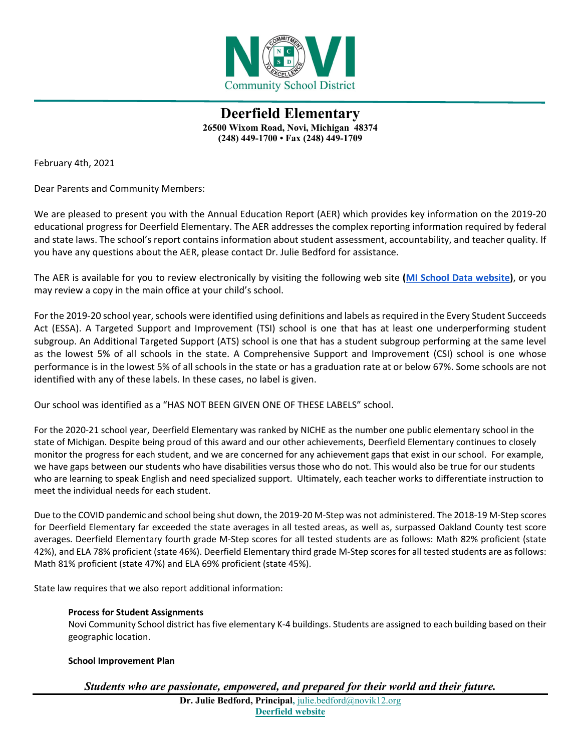NOVI Community School District

# Deerfield Elementary

**26500 Wixom Road, Novi, Michigan 48374**
**(248) 449-1700 • Fax (248) 449-1709**

February 4th, 2021

Dear Parents and Community Members:

We are pleased to present you with the Annual Education Report (AER) which provides key information on the 2019-20 educational progress for Deerfield Elementary. The AER addresses the complex reporting information required by federal and state laws. The school's report contains information about student assessment, accountability, and teacher quality. If you have any questions about the AER, please contact Dr. Julie Bedford for assistance.

The AER is available for you to review electronically by visiting the following web site **(MI School Data website)**, or you may review a copy in the main office at your child's school.

For the 2019-20 school year, schools were identified using definitions and labels as required in the Every Student Succeeds Act (ESSA). A Targeted Support and Improvement (TSI) school is one that has at least one underperforming student subgroup. An Additional Targeted Support (ATS) school is one that has a student subgroup performing at the same level as the lowest 5% of all schools in the state. A Comprehensive Support and Improvement (CSI) school is one whose performance is in the lowest 5% of all schools in the state or has a graduation rate at or below 67%. Some schools are not identified with any of these labels. In these cases, no label is given.

Our school was identified as a "HAS NOT BEEN GIVEN ONE OF THESE LABELS" school.

For the 2020-21 school year, Deerfield Elementary was ranked by NICHE as the number one public elementary school in the state of Michigan. Despite being proud of this award and our other achievements, Deerfield Elementary continues to closely monitor the progress for each student, and we are concerned for any achievement gaps that exist in our school. For example, we have gaps between our students who have disabilities versus those who do not. This would also be true for our students who are learning to speak English and need specialized support. Ultimately, each teacher works to differentiate instruction to meet the individual needs for each student.

Due to the COVID pandemic and school being shut down, the 2019-20 M-Step was not administered. The 2018-19 M-Step scores for Deerfield Elementary far exceeded the state averages in all tested areas, as well as, surpassed Oakland County test score averages. Deerfield Elementary fourth grade M-Step scores for all tested students are as follows: Math 82% proficient (state 42%), and ELA 78% proficient (state 46%). Deerfield Elementary third grade M-Step scores for all tested students are as follows: Math 81% proficient (state 47%) and ELA 69% proficient (state 45%).

State law requires that we also report additional information:

**Process for Student Assignments**
Novi Community School district has five elementary K-4 buildings. Students are assigned to each building based on their geographic location.

**School Improvement Plan**

***Students who are passionate, empowered, and prepared for their world and their future.***

**Dr. Julie Bedford, Principal**, julie.bedford@novik12.org
**Deerfield website**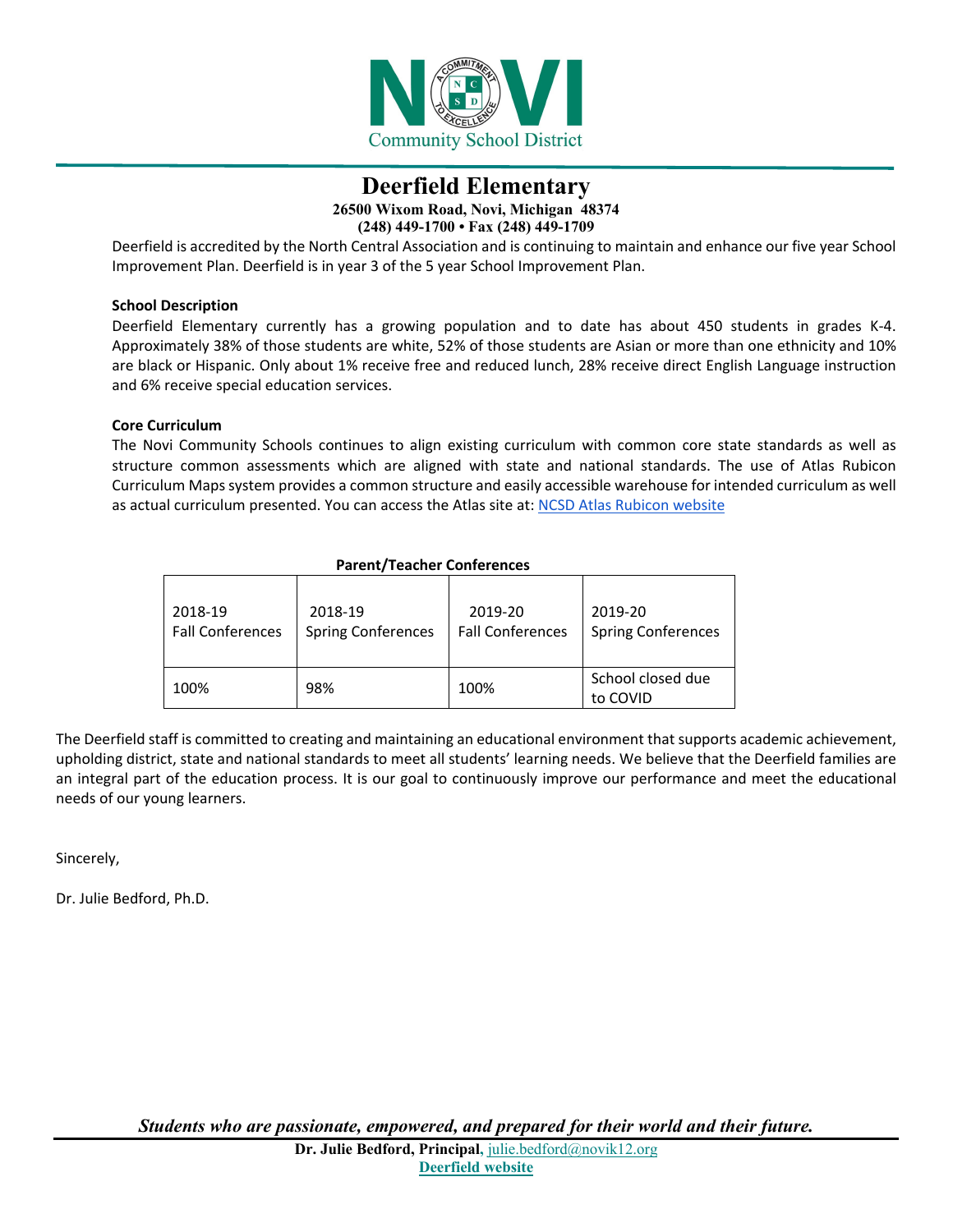Novi Community School District

# Deerfield Elementary

**26500 Wixom Road, Novi, Michigan 48374**
**(248) 449-1700 • Fax (248) 449-1709**

Deerfield is accredited by the North Central Association and is continuing to maintain and enhance our five year School Improvement Plan. Deerfield is in year 3 of the 5 year School Improvement Plan.

**School Description**

Deerfield Elementary currently has a growing population and to date has about 450 students in grades K-4. Approximately 38% of those students are white, 52% of those students are Asian or more than one ethnicity and 10% are black or Hispanic. Only about 1% receive free and reduced lunch, 28% receive direct English Language instruction and 6% receive special education services.

**Core Curriculum**

The Novi Community Schools continues to align existing curriculum with common core state standards as well as structure common assessments which are aligned with state and national standards. The use of Atlas Rubicon Curriculum Maps system provides a common structure and easily accessible warehouse for intended curriculum as well as actual curriculum presented. You can access the Atlas site at: NCSD Atlas Rubicon website

**Parent/Teacher Conferences**

| 2018-19 Fall Conferences | 2018-19 Spring Conferences | 2019-20 Fall Conferences | 2019-20 Spring Conferences |
|---|---|---|---|
| 100% | 98% | 100% | School closed due to COVID |

The Deerfield staff is committed to creating and maintaining an educational environment that supports academic achievement, upholding district, state and national standards to meet all students' learning needs. We believe that the Deerfield families are an integral part of the education process. It is our goal to continuously improve our performance and meet the educational needs of our young learners.

Sincerely,

Dr. Julie Bedford, Ph.D.

*Students who are passionate, empowered, and prepared for their world and their future.*

**Dr. Julie Bedford, Principal**, julie.bedford@novik12.org
**Deerfield website**